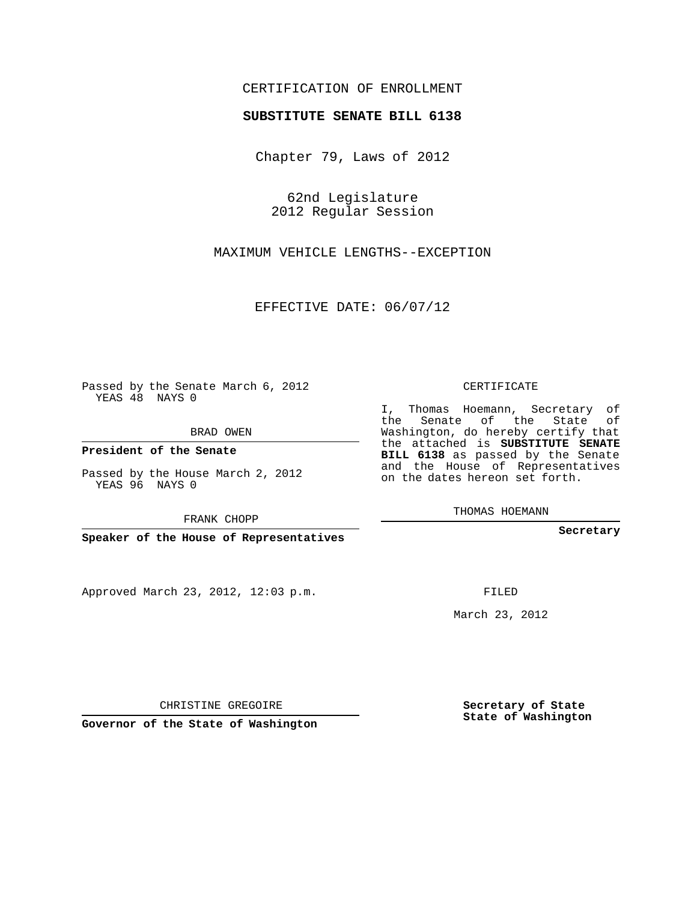CERTIFICATION OF ENROLLMENT

**SUBSTITUTE SENATE BILL 6138**

Chapter 79, Laws of 2012

62nd Legislature
2012 Regular Session

MAXIMUM VEHICLE LENGTHS--EXCEPTION

EFFECTIVE DATE: 06/07/12

Passed by the Senate March 6, 2012
YEAS 48 NAYS 0

BRAD OWEN

**President of the Senate**

Passed by the House March 2, 2012
YEAS 96 NAYS 0

FRANK CHOPP

**Speaker of the House of Representatives**

Approved March 23, 2012, 12:03 p.m.

CHRISTINE GREGOIRE

**Governor of the State of Washington**

CERTIFICATE

I, Thomas Hoemann, Secretary of the Senate of the State of Washington, do hereby certify that the attached is **SUBSTITUTE SENATE BILL 6138** as passed by the Senate and the House of Representatives on the dates hereon set forth.

THOMAS HOEMANN

**Secretary**

FILED

March 23, 2012

**Secretary of State**
**State of Washington**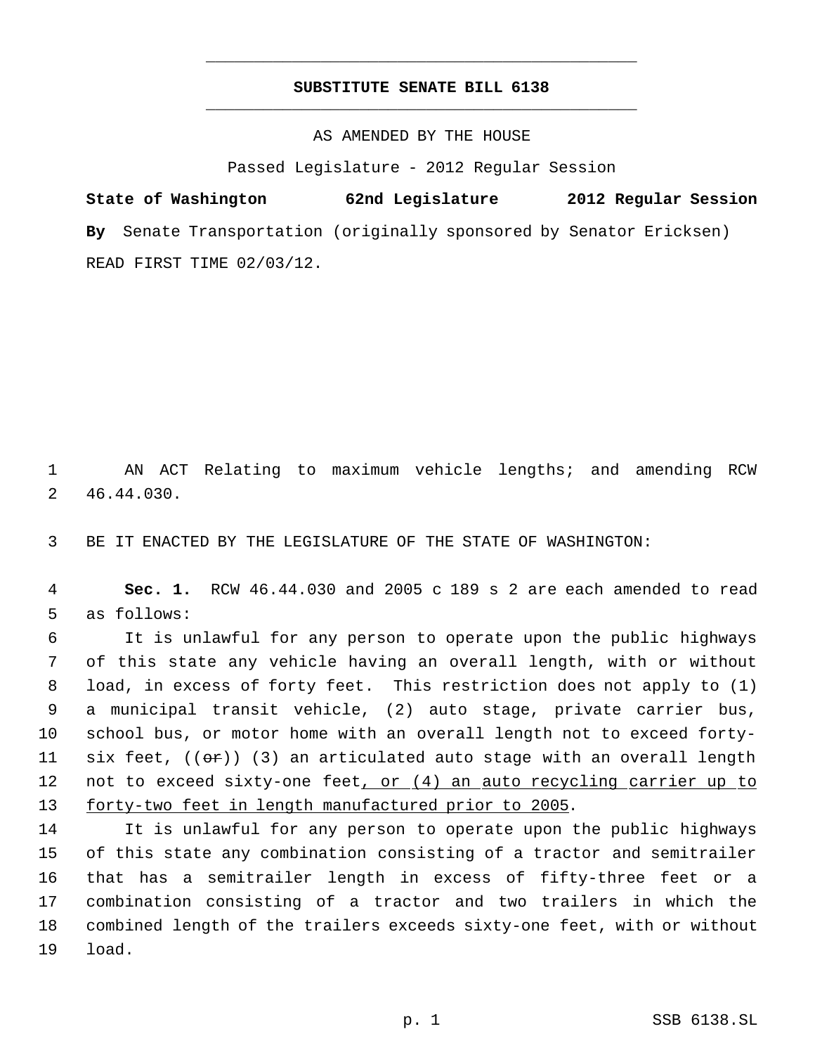# SUBSTITUTE SENATE BILL 6138

AS AMENDED BY THE HOUSE

Passed Legislature - 2012 Regular Session

**State of Washington 62nd Legislature 2012 Regular Session**

**By** Senate Transportation (originally sponsored by Senator Ericksen)

READ FIRST TIME 02/03/12.

1 AN ACT Relating to maximum vehicle lengths; and amending RCW
2 46.44.030.

3 BE IT ENACTED BY THE LEGISLATURE OF THE STATE OF WASHINGTON:

4 **Sec. 1.** RCW 46.44.030 and 2005 c 189 s 2 are each amended to read
5 as follows:

6 It is unlawful for any person to operate upon the public highways
7 of this state any vehicle having an overall length, with or without
8 load, in excess of forty feet. This restriction does not apply to (1)
9 a municipal transit vehicle, (2) auto stage, private carrier bus,
10 school bus, or motor home with an overall length not to exceed forty-
11 six feet, ((~~or~~)) (3) an articulated auto stage with an overall length
12 not to exceed sixty-one feet<u>, or (4) an auto recycling carrier up to</u>
13 <u>forty-two feet in length manufactured prior to 2005</u>.

14 It is unlawful for any person to operate upon the public highways
15 of this state any combination consisting of a tractor and semitrailer
16 that has a semitrailer length in excess of fifty-three feet or a
17 combination consisting of a tractor and two trailers in which the
18 combined length of the trailers exceeds sixty-one feet, with or without
19 load.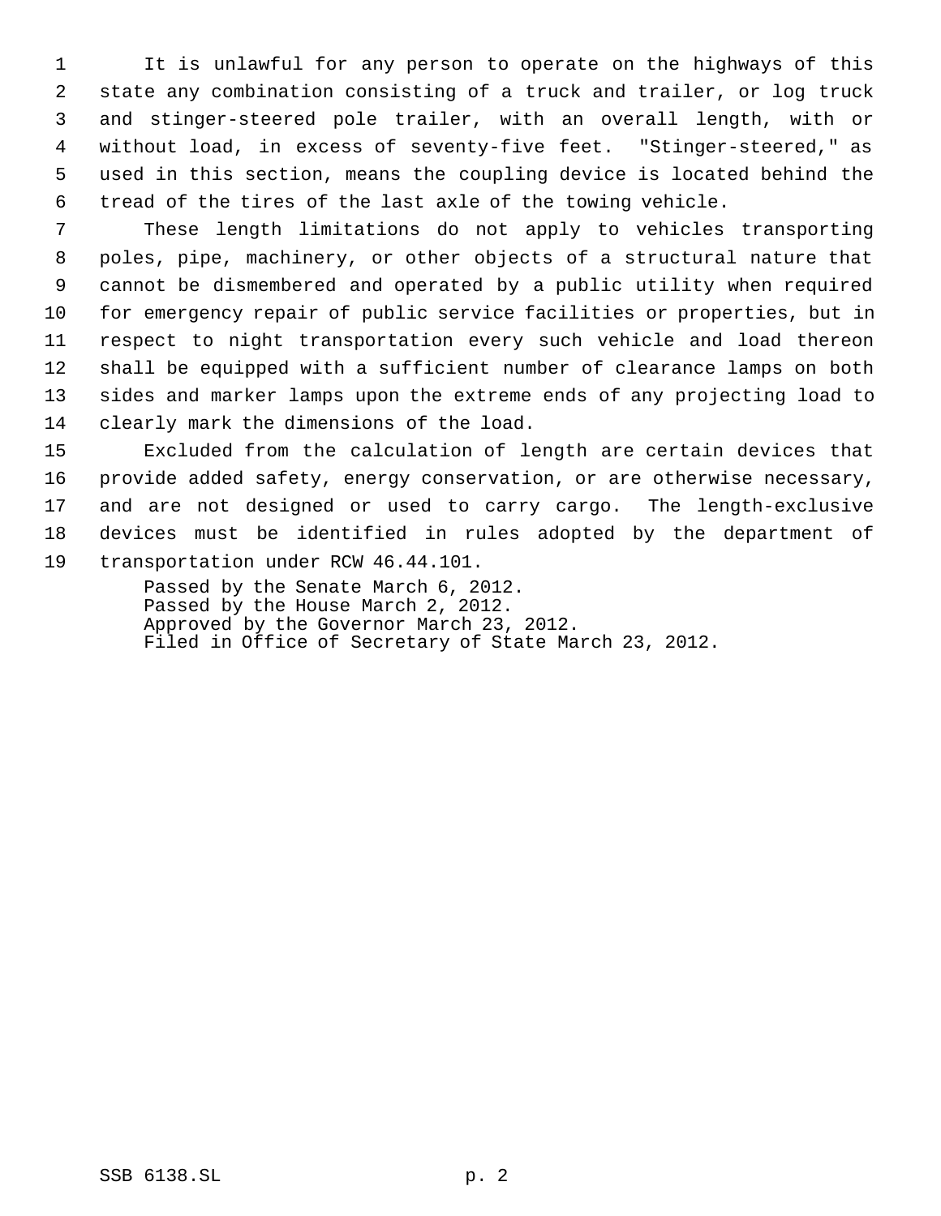It is unlawful for any person to operate on the highways of this state any combination consisting of a truck and trailer, or log truck and stinger-steered pole trailer, with an overall length, with or without load, in excess of seventy-five feet. "Stinger-steered," as used in this section, means the coupling device is located behind the tread of the tires of the last axle of the towing vehicle.

These length limitations do not apply to vehicles transporting poles, pipe, machinery, or other objects of a structural nature that cannot be dismembered and operated by a public utility when required for emergency repair of public service facilities or properties, but in respect to night transportation every such vehicle and load thereon shall be equipped with a sufficient number of clearance lamps on both sides and marker lamps upon the extreme ends of any projecting load to clearly mark the dimensions of the load.

Excluded from the calculation of length are certain devices that provide added safety, energy conservation, or are otherwise necessary, and are not designed or used to carry cargo. The length-exclusive devices must be identified in rules adopted by the department of transportation under RCW 46.44.101.

Passed by the Senate March 6, 2012.
Passed by the House March 2, 2012.
Approved by the Governor March 23, 2012.
Filed in Office of Secretary of State March 23, 2012.